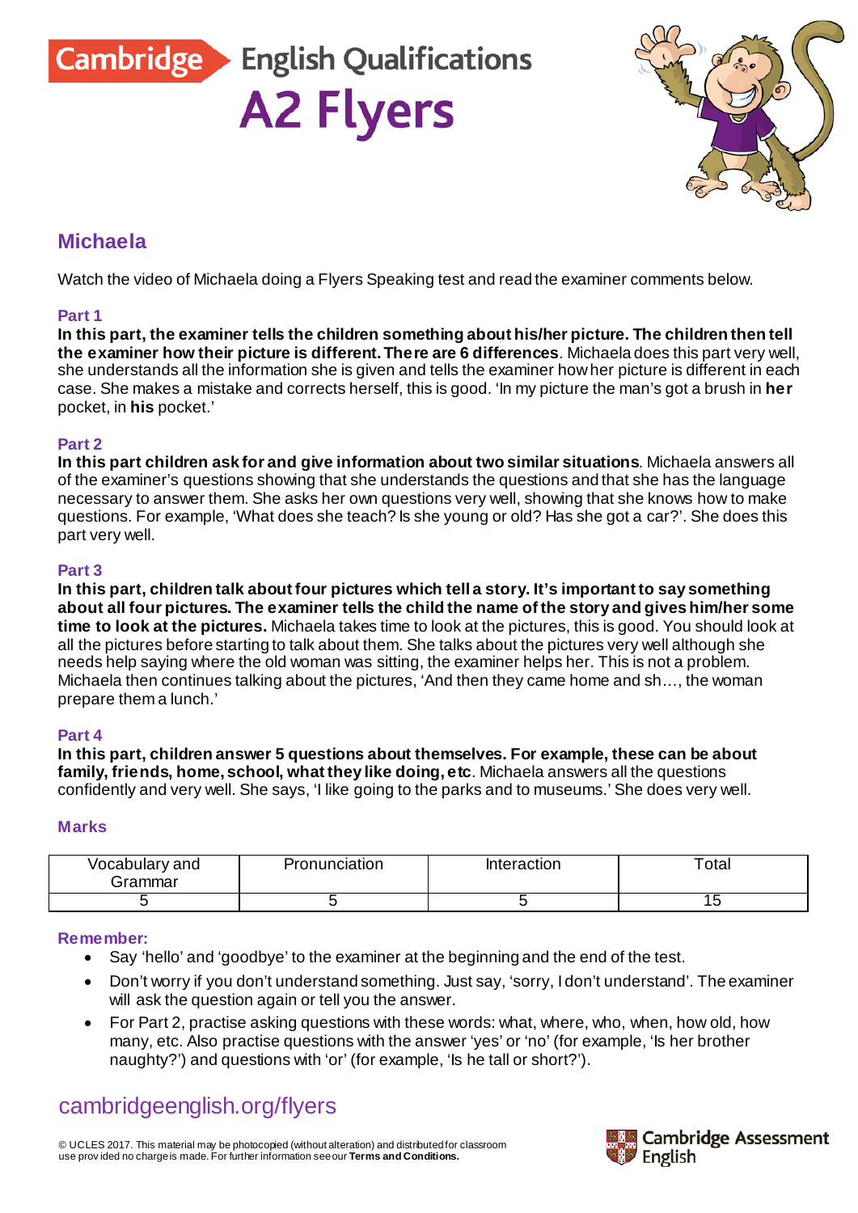Cambridge English Qualifications

# A2 Flyers

## Michaela

Watch the video of Michaela doing a Flyers Speaking test and read the examiner comments below.

### Part 1

**In this part, the examiner tells the children something about his/her picture. The children then tell the examiner how their picture is different. There are 6 differences**. Michaela does this part very well, she understands all the information she is given and tells the examiner how her picture is different in each case. She makes a mistake and corrects herself, this is good. 'In my picture the man's got a brush in **her** pocket, in **his** pocket.'

### Part 2

**In this part children ask for and give information about two similar situations**. Michaela answers all of the examiner's questions showing that she understands the questions and that she has the language necessary to answer them. She asks her own questions very well, showing that she knows how to make questions. For example, 'What does she teach? Is she young or old? Has she got a car?'. She does this part very well.

### Part 3

**In this part, children talk about four pictures which tell a story. It's important to say something about all four pictures. The examiner tells the child the name of the story and gives him/her some time to look at the pictures.** Michaela takes time to look at the pictures, this is good. You should look at all the pictures before starting to talk about them. She talks about the pictures very well although she needs help saying where the old woman was sitting, the examiner helps her. This is not a problem. Michaela then continues talking about the pictures, 'And then they came home and sh…, the woman prepare them a lunch.'

### Part 4

**In this part, children answer 5 questions about themselves. For example, these can be about family, friends, home, school, what they like doing, etc**. Michaela answers all the questions confidently and very well. She says, 'I like going to the parks and to museums.' She does very well.

### Marks

| Vocabulary and Grammar | Pronunciation | Interaction | Total |
|---|---|---|---|
| 5 | 5 | 5 | 15 |

### Remember:

- Say 'hello' and 'goodbye' to the examiner at the beginning and the end of the test.
- Don't worry if you don't understand something. Just say, 'sorry, I don't understand'. The examiner will ask the question again or tell you the answer.
- For Part 2, practise asking questions with these words: what, where, who, when, how old, how many, etc. Also practise questions with the answer 'yes' or 'no' (for example, 'Is her brother naughty?') and questions with 'or' (for example, 'Is he tall or short?').

cambridgeenglish.org/flyers

© UCLES 2017. This material may be photocopied (without alteration) and distributed for classroom use provided no charge is made. For further information see our **Terms and Conditions.**

Cambridge Assessment English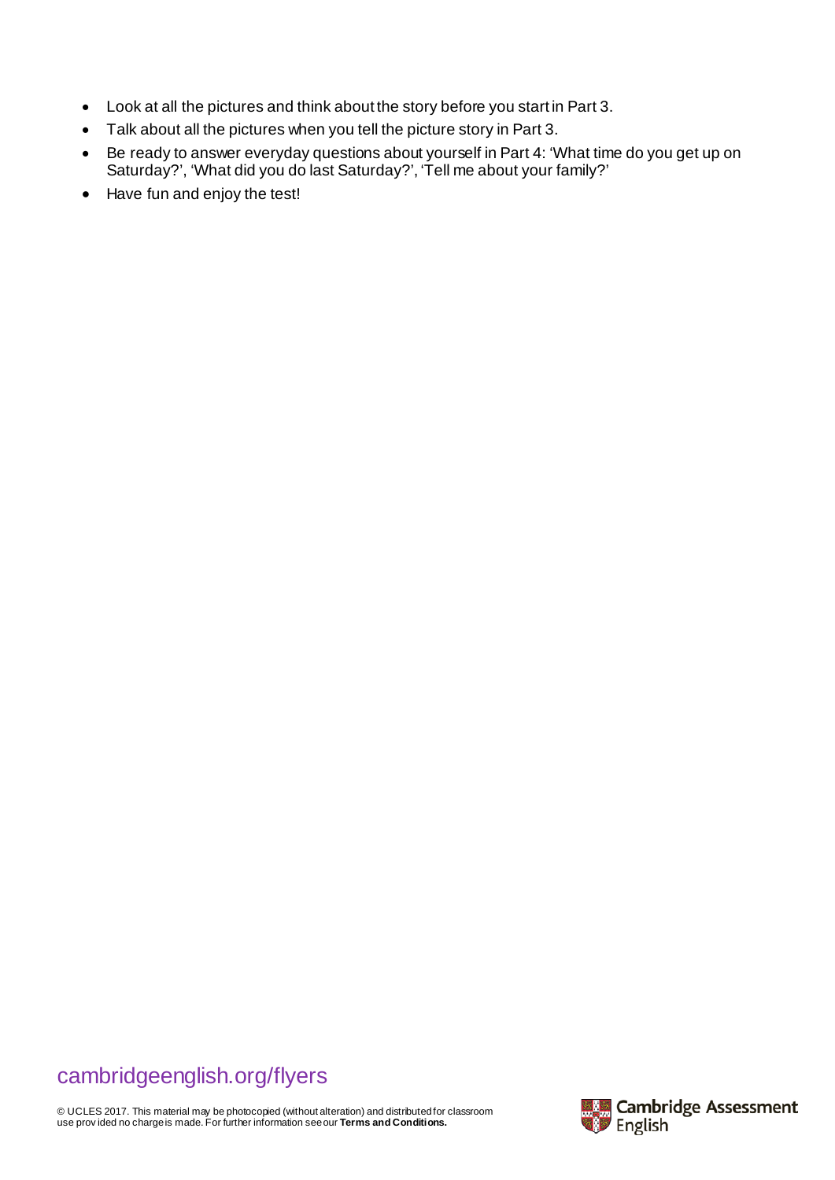- Look at all the pictures and think about the story before you start in Part 3.
- Talk about all the pictures when you tell the picture story in Part 3.
- Be ready to answer everyday questions about yourself in Part 4: 'What time do you get up on Saturday?', 'What did you do last Saturday?', 'Tell me about your family?'
- Have fun and enjoy the test!

cambridgeenglish.org/flyers

© UCLES 2017. This material may be photocopied (without alteration) and distributed for classroom use provided no charge is made. For further information see our **Terms and Conditions.**

Cambridge Assessment English